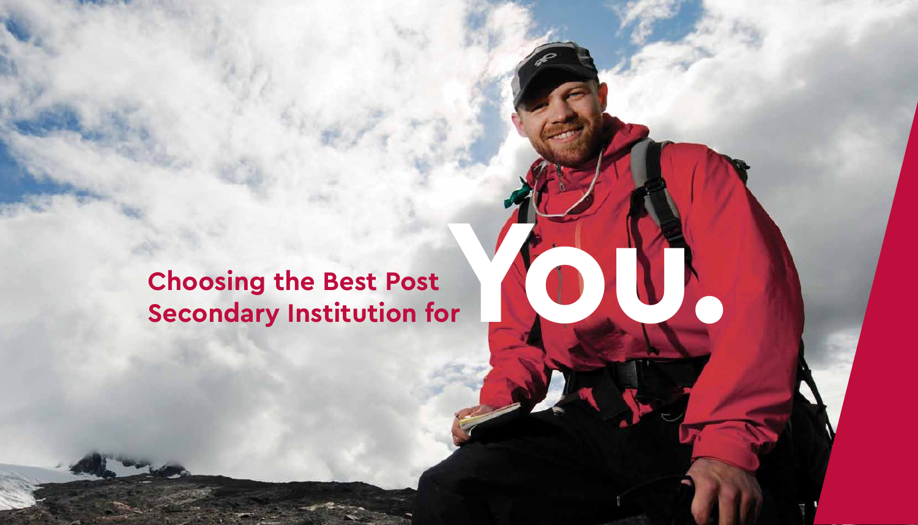# Choosing the Best Post Secondary Institution for You.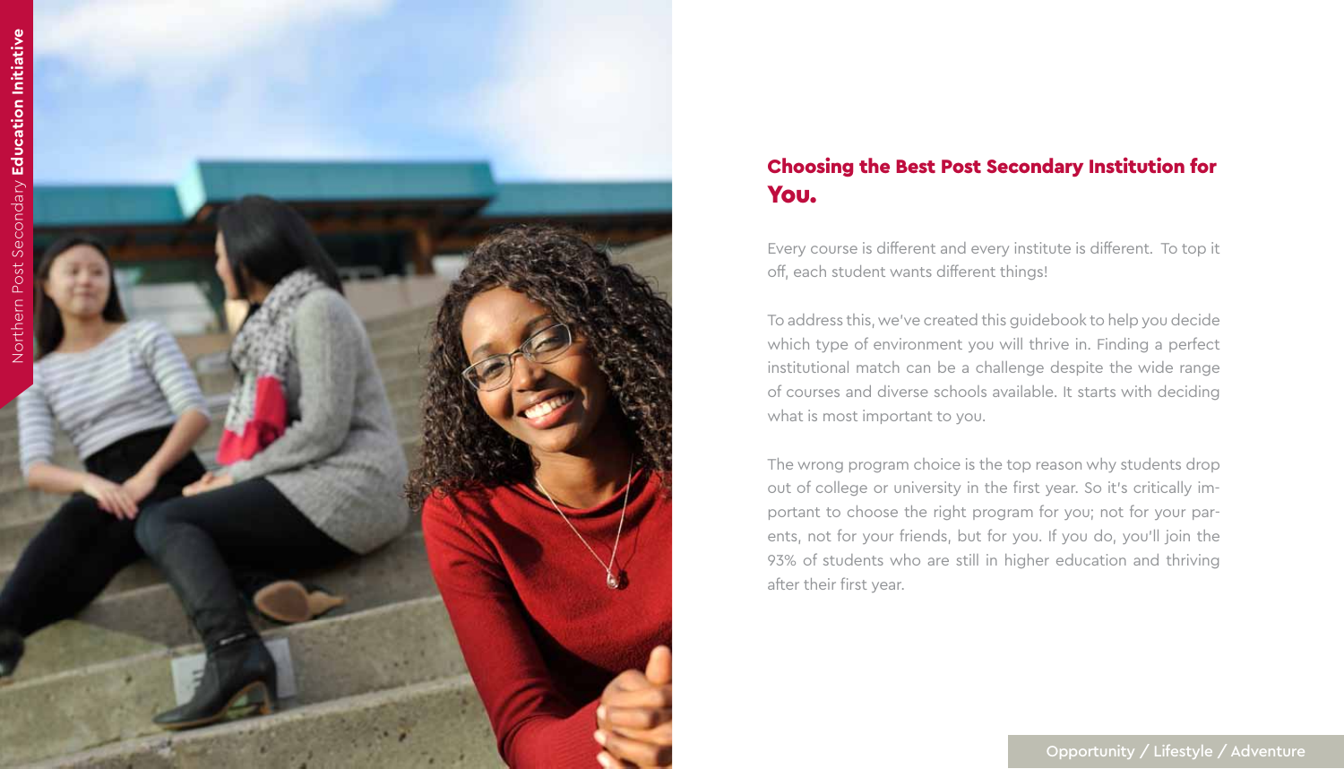## Choosing the Best Post Secondary Institution for You.

Every course is different and every institute is different. To top it off, each student wants different things!

To address this, we've created this guidebook to help you decide which type of environment you will thrive in. Finding a perfect institutional match can be a challenge despite the wide range of courses and diverse schools available. It starts with deciding what is most important to you.

The wrong program choice is the top reason why students drop out of college or university in the first year. So it's critically important to choose the right program for you; not for your parents, not for your friends, but for you. If you do, you'll join the 93% of students who are still in higher education and thriving after their first year.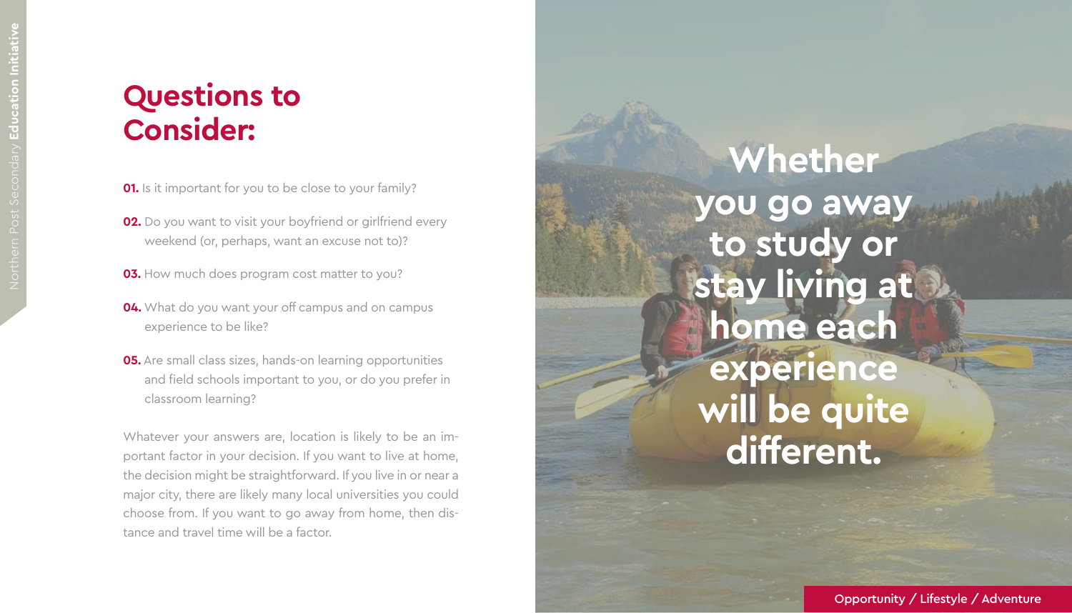# Questions to Consider:

**01.** Is it important for you to be close to your family?

**02.** Do you want to visit your boyfriend or girlfriend every weekend (or, perhaps, want an excuse not to)?

**03.** How much does program cost matter to you?

**04.** What do you want your off campus and on campus experience to be like?

**05.** Are small class sizes, hands-on learning opportunities and field schools important to you, or do you prefer in classroom learning?

Whatever your answers are, location is likely to be an important factor in your decision. If you want to live at home, the decision might be straightforward. If you live in or near a major city, there are likely many local universities you could choose from. If you want to go away from home, then distance and travel time will be a factor.

**Whether you go away to study or stay living at home each experience will be quite different.**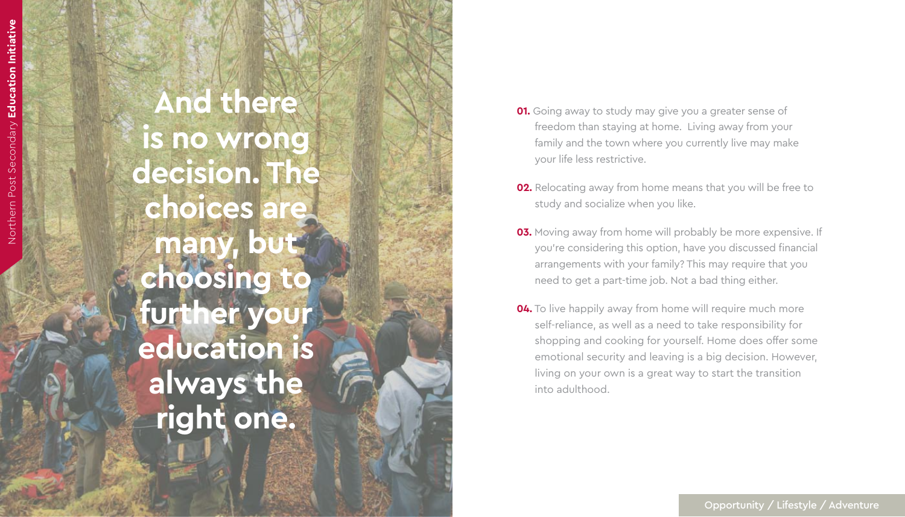**And there is no wrong decision. The choices are many, but choosing to further your education is always the right one.**

**01.** Going away to study may give you a greater sense of freedom than staying at home. Living away from your family and the town where you currently live may make your life less restrictive.

**02.** Relocating away from home means that you will be free to study and socialize when you like.

**03.** Moving away from home will probably be more expensive. If you're considering this option, have you discussed financial arrangements with your family? This may require that you need to get a part-time job. Not a bad thing either.

**04.** To live happily away from home will require much more self-reliance, as well as a need to take responsibility for shopping and cooking for yourself. Home does offer some emotional security and leaving is a big decision. However, living on your own is a great way to start the transition into adulthood.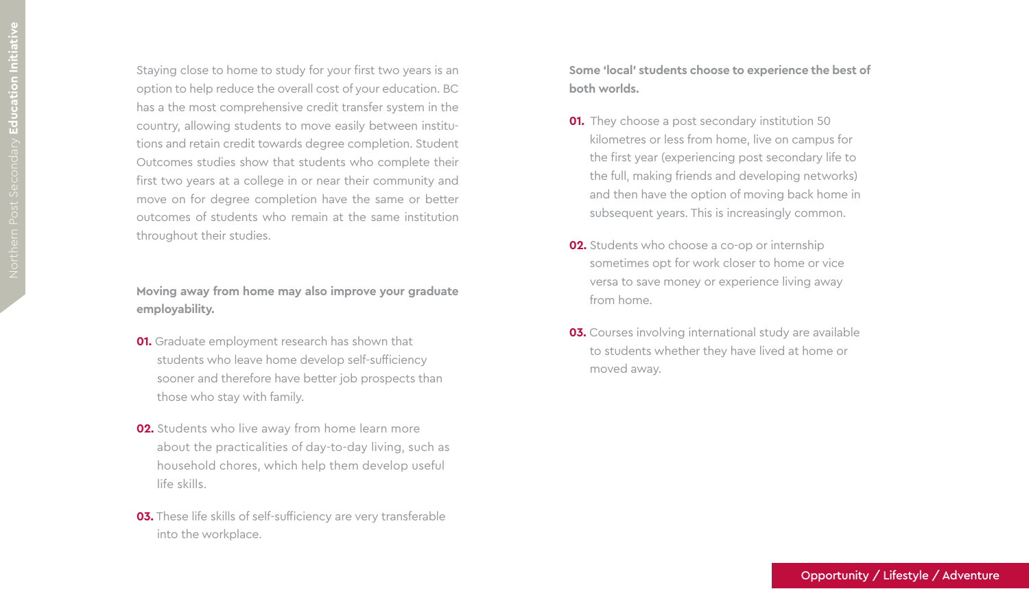Staying close to home to study for your first two years is an option to help reduce the overall cost of your education. BC has a the most comprehensive credit transfer system in the country, allowing students to move easily between institutions and retain credit towards degree completion. Student Outcomes studies show that students who complete their first two years at a college in or near their community and move on for degree completion have the same or better outcomes of students who remain at the same institution throughout their studies.

**Moving away from home may also improve your graduate employability.**

**01.** Graduate employment research has shown that students who leave home develop self-sufficiency sooner and therefore have better job prospects than those who stay with family.

**02.** Students who live away from home learn more about the practicalities of day-to-day living, such as household chores, which help them develop useful life skills.

**03.** These life skills of self-sufficiency are very transferable into the workplace.

**Some 'local' students choose to experience the best of both worlds.**

**01.** They choose a post secondary institution 50 kilometres or less from home, live on campus for the first year (experiencing post secondary life to the full, making friends and developing networks) and then have the option of moving back home in subsequent years. This is increasingly common.

**02.** Students who choose a co-op or internship sometimes opt for work closer to home or vice versa to save money or experience living away from home.

**03.** Courses involving international study are available to students whether they have lived at home or moved away.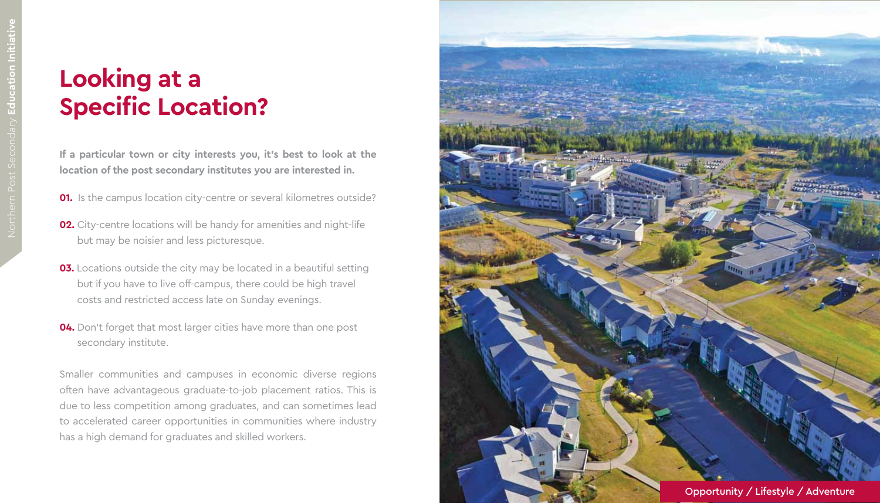# Looking at a Specific Location?

**If a particular town or city interests you, it's best to look at the location of the post secondary institutes you are interested in.**

**01.** Is the campus location city-centre or several kilometres outside?

**02.** City-centre locations will be handy for amenities and night-life but may be noisier and less picturesque.

**03.** Locations outside the city may be located in a beautiful setting but if you have to live off-campus, there could be high travel costs and restricted access late on Sunday evenings.

**04.** Don't forget that most larger cities have more than one post secondary institute.

Smaller communities and campuses in economic diverse regions often have advantageous graduate-to-job placement ratios. This is due to less competition among graduates, and can sometimes lead to accelerated career opportunities in communities where industry has a high demand for graduates and skilled workers.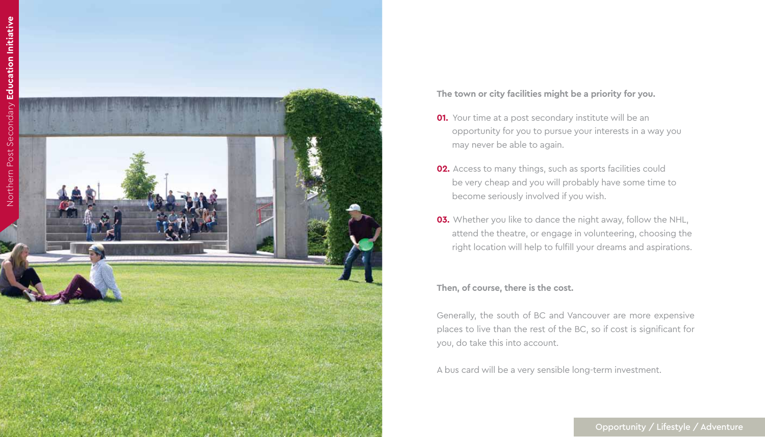**The town or city facilities might be a priority for you.**

**01.** Your time at a post secondary institute will be an opportunity for you to pursue your interests in a way you may never be able to again.

**02.** Access to many things, such as sports facilities could be very cheap and you will probably have some time to become seriously involved if you wish.

**03.** Whether you like to dance the night away, follow the NHL, attend the theatre, or engage in volunteering, choosing the right location will help to fulfill your dreams and aspirations.

**Then, of course, there is the cost.**

Generally, the south of BC and Vancouver are more expensive places to live than the rest of the BC, so if cost is significant for you, do take this into account.

A bus card will be a very sensible long-term investment.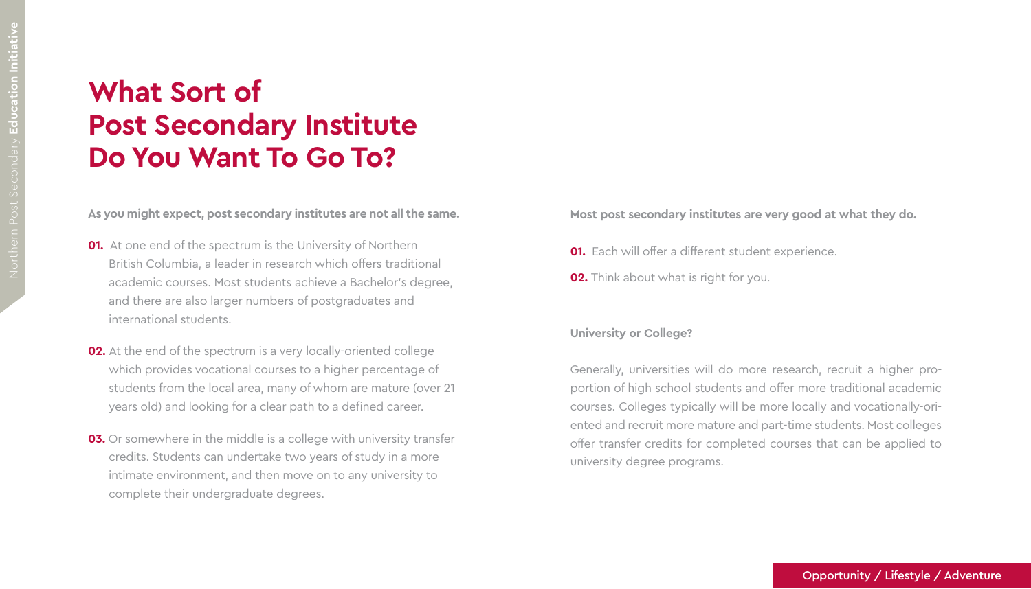# What Sort of Post Secondary Institute Do You Want To Go To?

**As you might expect, post secondary institutes are not all the same.**

**01.** At one end of the spectrum is the University of Northern British Columbia, a leader in research which offers traditional academic courses. Most students achieve a Bachelor's degree, and there are also larger numbers of postgraduates and international students.

**02.** At the end of the spectrum is a very locally-oriented college which provides vocational courses to a higher percentage of students from the local area, many of whom are mature (over 21 years old) and looking for a clear path to a defined career.

**03.** Or somewhere in the middle is a college with university transfer credits. Students can undertake two years of study in a more intimate environment, and then move on to any university to complete their undergraduate degrees.

**Most post secondary institutes are very good at what they do.**

**01.** Each will offer a different student experience.

**02.** Think about what is right for you.

**University or College?**

Generally, universities will do more research, recruit a higher proportion of high school students and offer more traditional academic courses. Colleges typically will be more locally and vocationally-oriented and recruit more mature and part-time students. Most colleges offer transfer credits for completed courses that can be applied to university degree programs.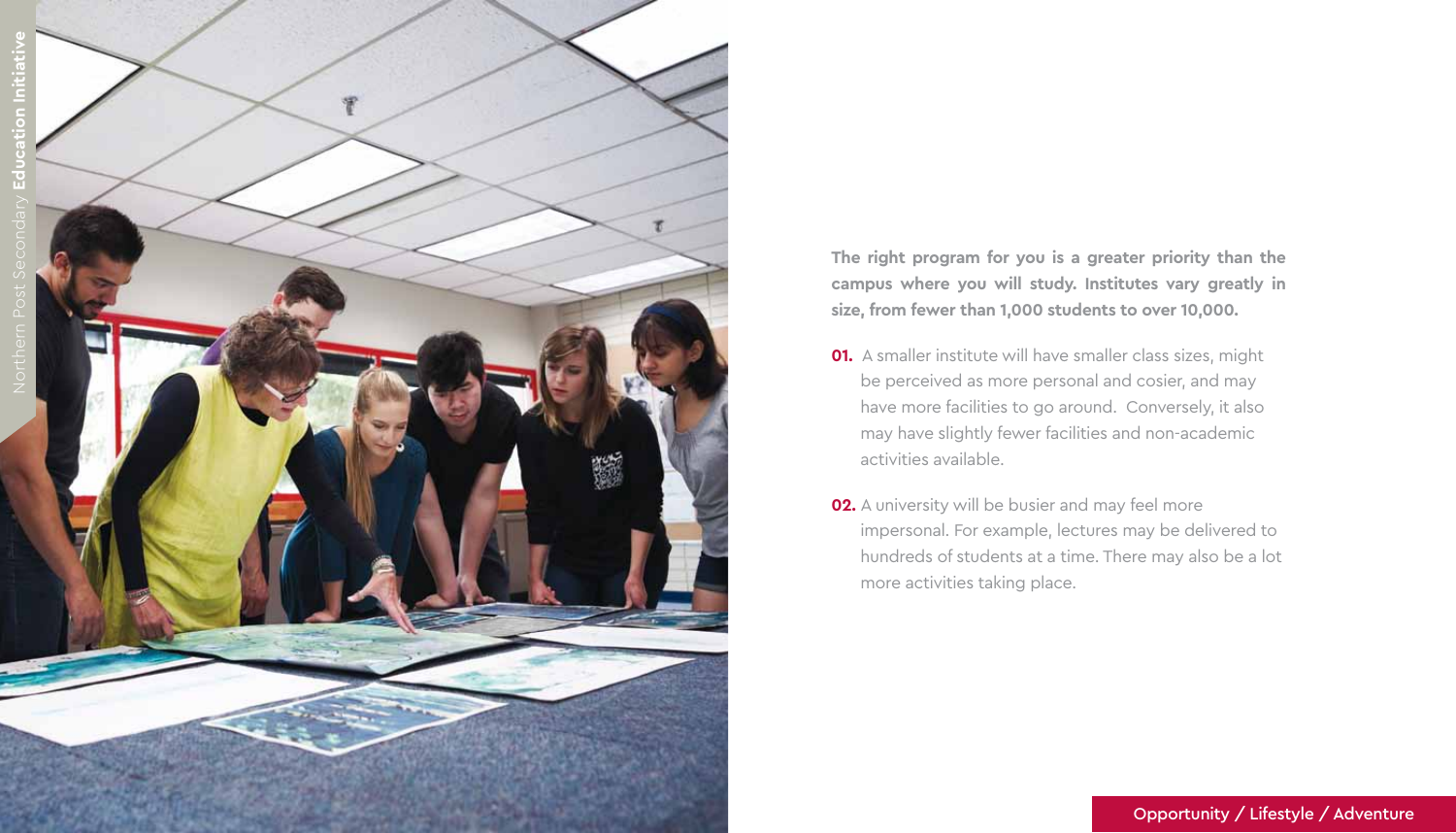**The right program for you is a greater priority than the campus where you will study. Institutes vary greatly in size, from fewer than 1,000 students to over 10,000.**

**01.** A smaller institute will have smaller class sizes, might be perceived as more personal and cosier, and may have more facilities to go around. Conversely, it also may have slightly fewer facilities and non-academic activities available.

**02.** A university will be busier and may feel more impersonal. For example, lectures may be delivered to hundreds of students at a time. There may also be a lot more activities taking place.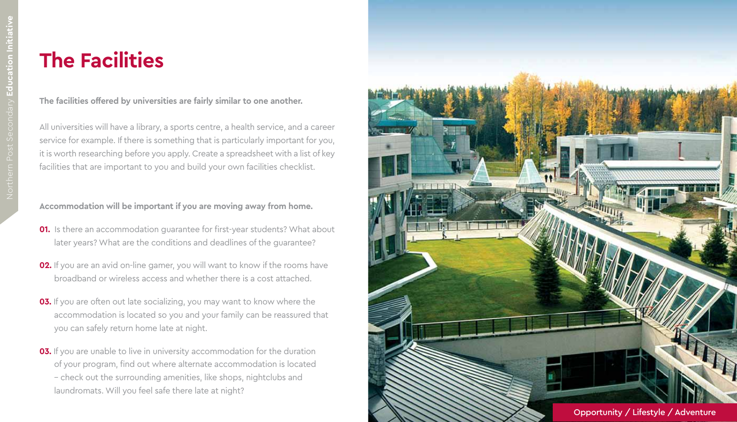# The Facilities

**The facilities offered by universities are fairly similar to one another.**

All universities will have a library, a sports centre, a health service, and a career service for example. If there is something that is particularly important for you, it is worth researching before you apply. Create a spreadsheet with a list of key facilities that are important to you and build your own facilities checklist.

**Accommodation will be important if you are moving away from home.**

**01.** Is there an accommodation guarantee for first-year students? What about later years? What are the conditions and deadlines of the guarantee?

**02.** If you are an avid on-line gamer, you will want to know if the rooms have broadband or wireless access and whether there is a cost attached.

**03.** If you are often out late socializing, you may want to know where the accommodation is located so you and your family can be reassured that you can safely return home late at night.

**03.** If you are unable to live in university accommodation for the duration of your program, find out where alternate accommodation is located – check out the surrounding amenities, like shops, nightclubs and laundromats. Will you feel safe there late at night?

Opportunity / Lifestyle / Adventure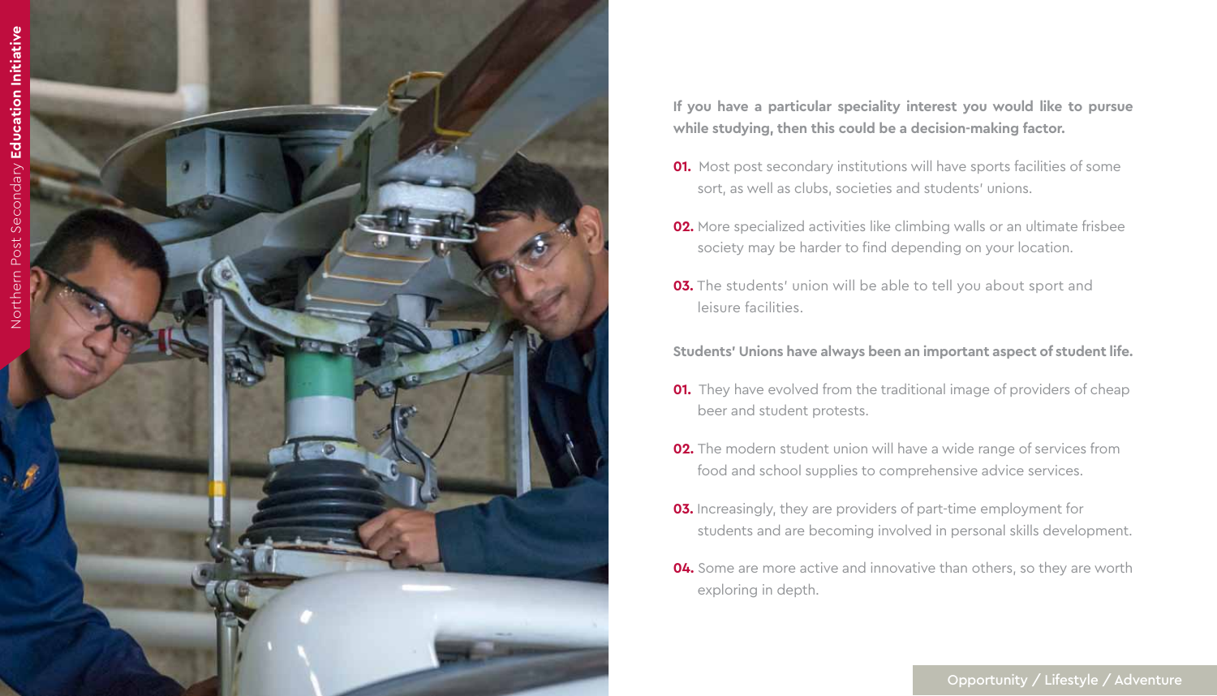**If you have a particular speciality interest you would like to pursue while studying, then this could be a decision-making factor.**

**01.** Most post secondary institutions will have sports facilities of some sort, as well as clubs, societies and students' unions.

**02.** More specialized activities like climbing walls or an ultimate frisbee society may be harder to find depending on your location.

**03.** The students' union will be able to tell you about sport and leisure facilities.

**Students' Unions have always been an important aspect of student life.**

**01.** They have evolved from the traditional image of providers of cheap beer and student protests.

**02.** The modern student union will have a wide range of services from food and school supplies to comprehensive advice services.

**03.** Increasingly, they are providers of part-time employment for students and are becoming involved in personal skills development.

**04.** Some are more active and innovative than others, so they are worth exploring in depth.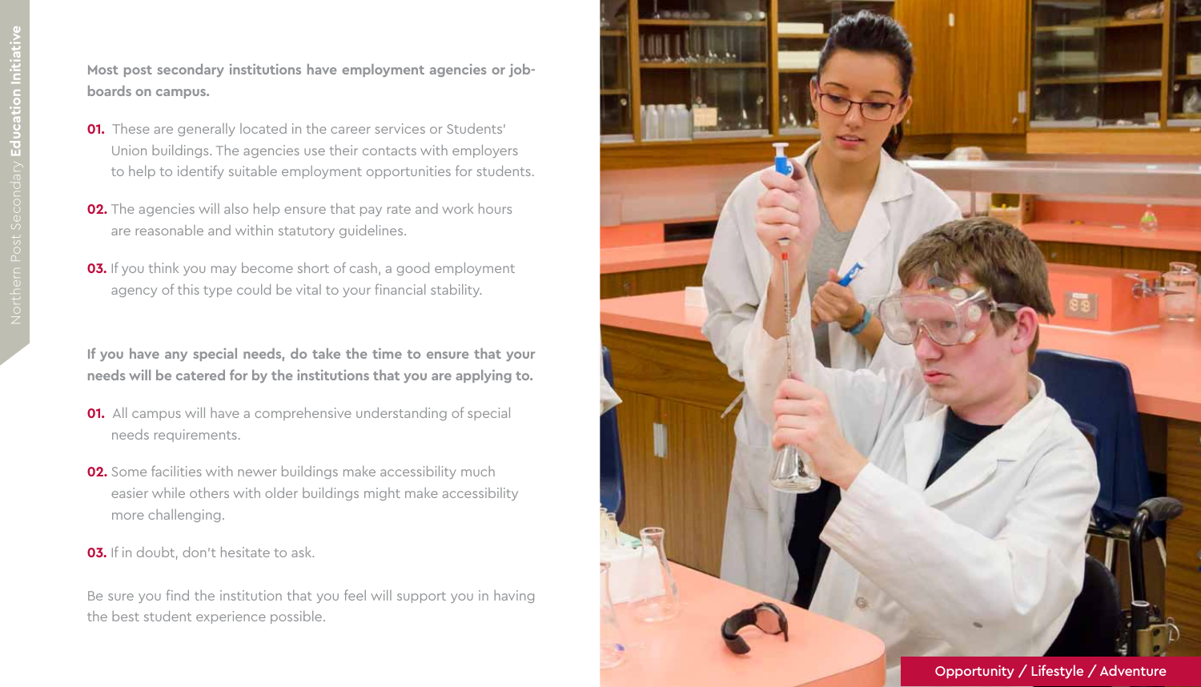**Most post secondary institutions have employment agencies or job-boards on campus.**

**01.** These are generally located in the career services or Students' Union buildings. The agencies use their contacts with employers to help to identify suitable employment opportunities for students.

**02.** The agencies will also help ensure that pay rate and work hours are reasonable and within statutory guidelines.

**03.** If you think you may become short of cash, a good employment agency of this type could be vital to your financial stability.

**If you have any special needs, do take the time to ensure that your needs will be catered for by the institutions that you are applying to.**

**01.** All campus will have a comprehensive understanding of special needs requirements.

**02.** Some facilities with newer buildings make accessibility much easier while others with older buildings might make accessibility more challenging.

**03.** If in doubt, don't hesitate to ask.

Be sure you find the institution that you feel will support you in having the best student experience possible.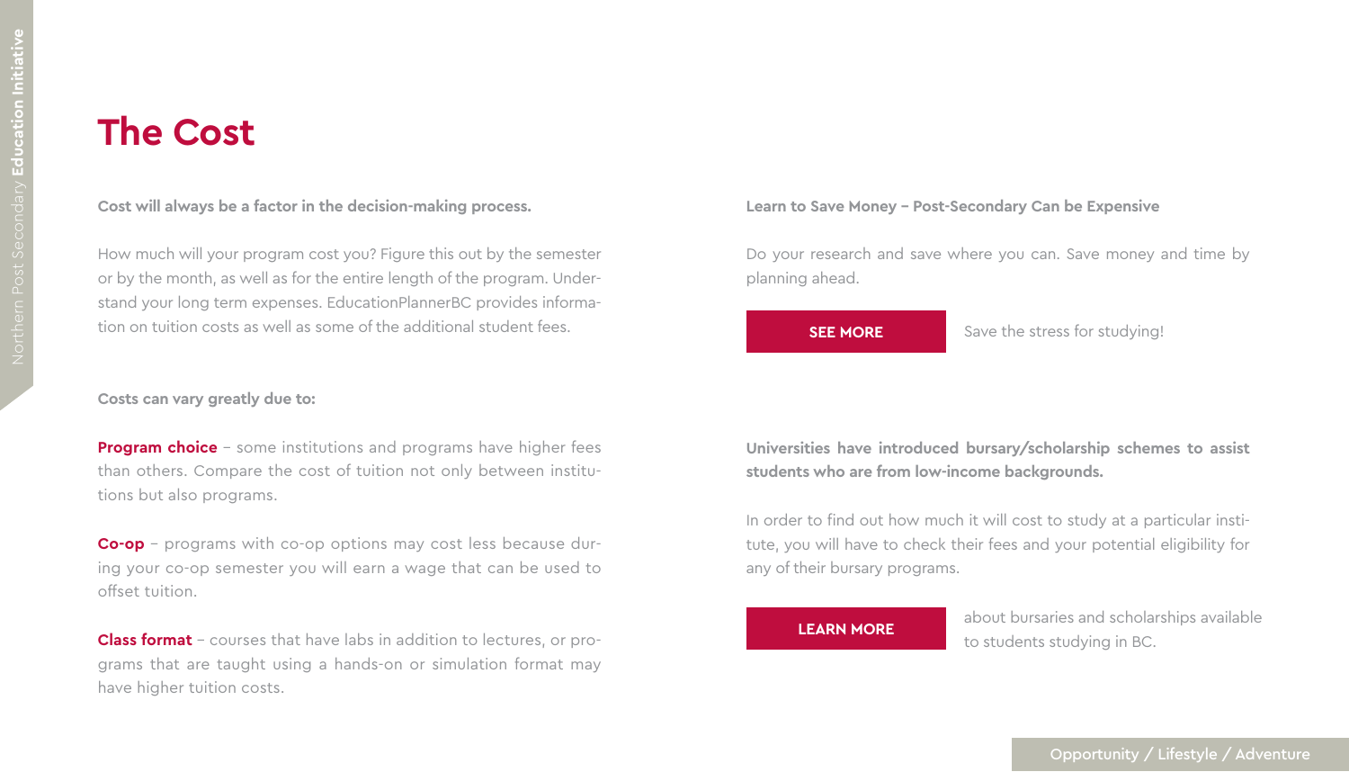# The Cost

**Cost will always be a factor in the decision-making process.**

How much will your program cost you? Figure this out by the semester or by the month, as well as for the entire length of the program. Understand your long term expenses. EducationPlannerBC provides information on tuition costs as well as some of the additional student fees.

**Costs can vary greatly due to:**

**Program choice** – some institutions and programs have higher fees than others. Compare the cost of tuition not only between institutions but also programs.

**Co-op** – programs with co-op options may cost less because during your co-op semester you will earn a wage that can be used to offset tuition.

**Class format** – courses that have labs in addition to lectures, or programs that are taught using a hands-on or simulation format may have higher tuition costs.

**Learn to Save Money – Post-Secondary Can be Expensive**

Do your research and save where you can. Save money and time by planning ahead.

SEE MORE

Save the stress for studying!

**Universities have introduced bursary/scholarship schemes to assist students who are from low-income backgrounds.**

In order to find out how much it will cost to study at a particular institute, you will have to check their fees and your potential eligibility for any of their bursary programs.

LEARN MORE

about bursaries and scholarships available to students studying in BC.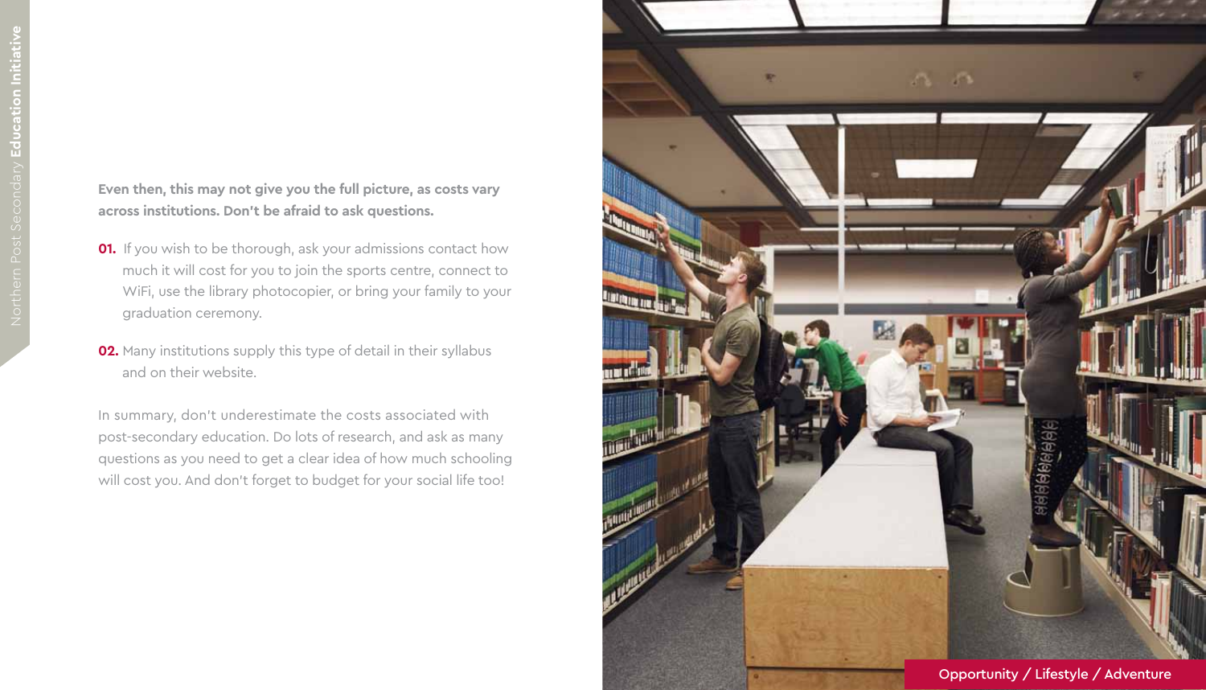**Even then, this may not give you the full picture, as costs vary across institutions. Don't be afraid to ask questions.**

**01.** If you wish to be thorough, ask your admissions contact how much it will cost for you to join the sports centre, connect to WiFi, use the library photocopier, or bring your family to your graduation ceremony.

**02.** Many institutions supply this type of detail in their syllabus and on their website.

In summary, don't underestimate the costs associated with post-secondary education. Do lots of research, and ask as many questions as you need to get a clear idea of how much schooling will cost you. And don't forget to budget for your social life too!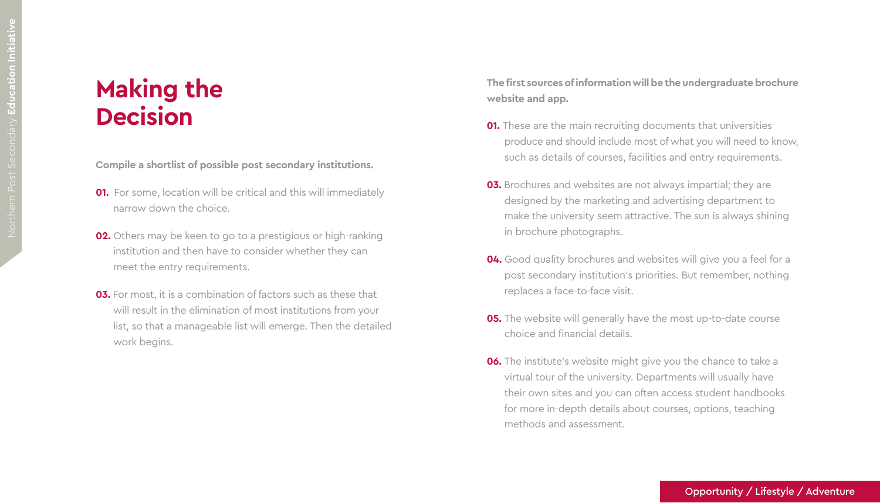# Making the Decision

**Compile a shortlist of possible post secondary institutions.**

**01.** For some, location will be critical and this will immediately narrow down the choice.

**02.** Others may be keen to go to a prestigious or high-ranking institution and then have to consider whether they can meet the entry requirements.

**03.** For most, it is a combination of factors such as these that will result in the elimination of most institutions from your list, so that a manageable list will emerge. Then the detailed work begins.

**The first sources of information will be the undergraduate brochure website and app.**

**01.** These are the main recruiting documents that universities produce and should include most of what you will need to know, such as details of courses, facilities and entry requirements.

**03.** Brochures and websites are not always impartial; they are designed by the marketing and advertising department to make the university seem attractive. The sun is always shining in brochure photographs.

**04.** Good quality brochures and websites will give you a feel for a post secondary institution's priorities. But remember, nothing replaces a face-to-face visit.

**05.** The website will generally have the most up-to-date course choice and financial details.

**06.** The institute's website might give you the chance to take a virtual tour of the university. Departments will usually have their own sites and you can often access student handbooks for more in-depth details about courses, options, teaching methods and assessment.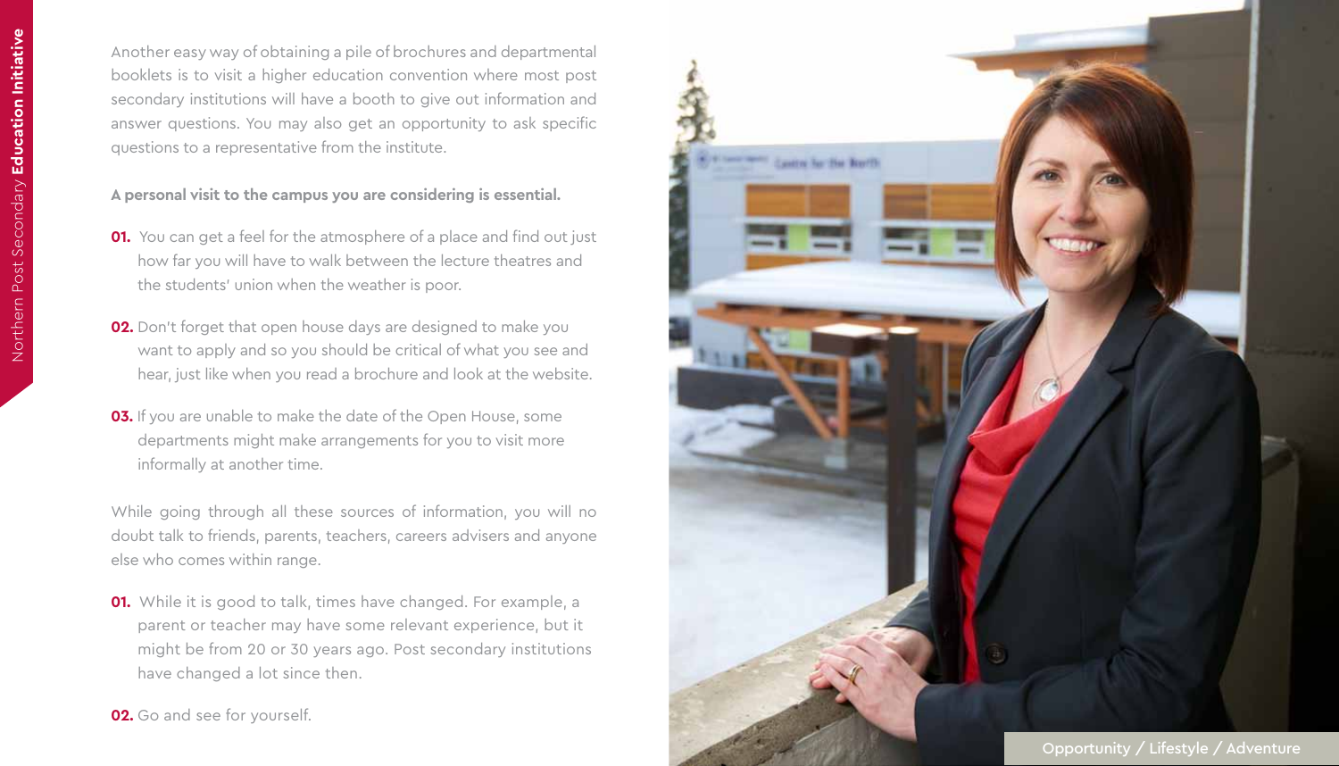Another easy way of obtaining a pile of brochures and departmental booklets is to visit a higher education convention where most post secondary institutions will have a booth to give out information and answer questions. You may also get an opportunity to ask specific questions to a representative from the institute.

**A personal visit to the campus you are considering is essential.**

**01.** You can get a feel for the atmosphere of a place and find out just how far you will have to walk between the lecture theatres and the students' union when the weather is poor.

**02.** Don't forget that open house days are designed to make you want to apply and so you should be critical of what you see and hear, just like when you read a brochure and look at the website.

**03.** If you are unable to make the date of the Open House, some departments might make arrangements for you to visit more informally at another time.

While going through all these sources of information, you will no doubt talk to friends, parents, teachers, careers advisers and anyone else who comes within range.

**01.** While it is good to talk, times have changed. For example, a parent or teacher may have some relevant experience, but it might be from 20 or 30 years ago. Post secondary institutions have changed a lot since then.

**02.** Go and see for yourself.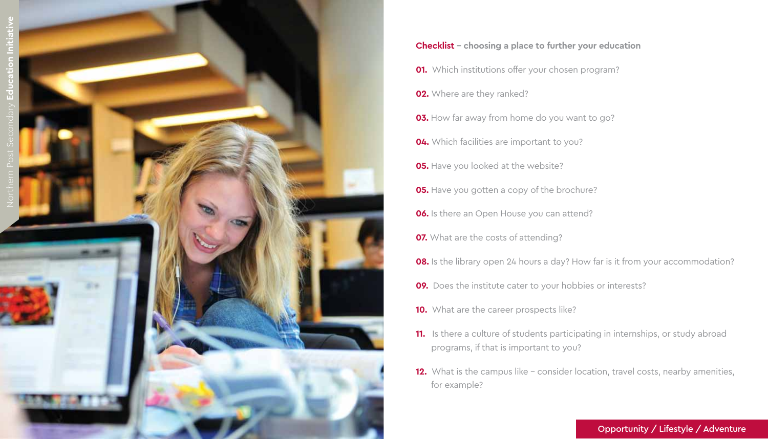**Checklist – choosing a place to further your education**

**01.** Which institutions offer your chosen program?

**02.** Where are they ranked?

**03.** How far away from home do you want to go?

**04.** Which facilities are important to you?

**05.** Have you looked at the website?

**05.** Have you gotten a copy of the brochure?

**06.** Is there an Open House you can attend?

**07.** What are the costs of attending?

**08.** Is the library open 24 hours a day? How far is it from your accommodation?

**09.** Does the institute cater to your hobbies or interests?

**10.** What are the career prospects like?

**11.** Is there a culture of students participating in internships, or study abroad programs, if that is important to you?

**12.** What is the campus like – consider location, travel costs, nearby amenities, for example?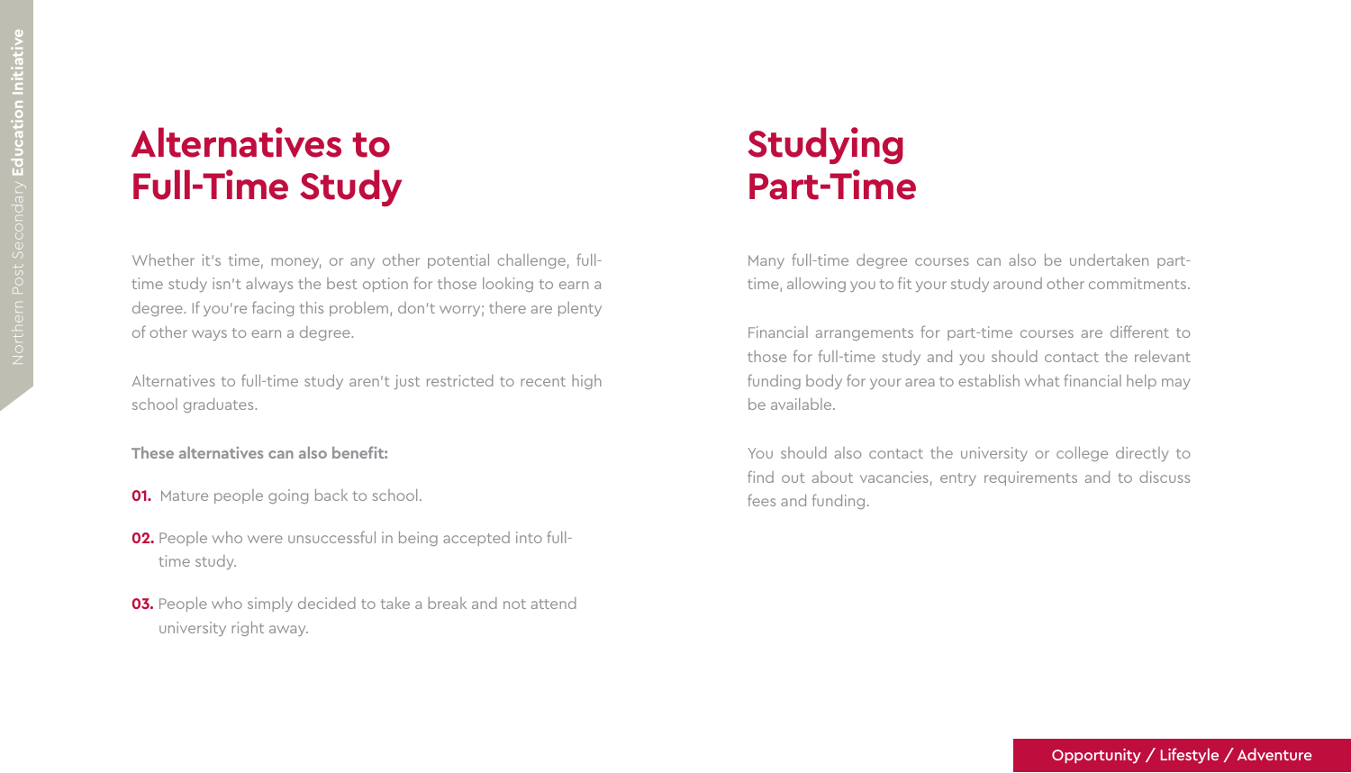# Alternatives to Full-Time Study

Whether it's time, money, or any other potential challenge, full-time study isn't always the best option for those looking to earn a degree. If you're facing this problem, don't worry; there are plenty of other ways to earn a degree.

Alternatives to full-time study aren't just restricted to recent high school graduates.

**These alternatives can also benefit:**

**01.** Mature people going back to school.

**02.** People who were unsuccessful in being accepted into full-time study.

**03.** People who simply decided to take a break and not attend university right away.

# Studying Part-Time

Many full-time degree courses can also be undertaken part-time, allowing you to fit your study around other commitments.

Financial arrangements for part-time courses are different to those for full-time study and you should contact the relevant funding body for your area to establish what financial help may be available.

You should also contact the university or college directly to find out about vacancies, entry requirements and to discuss fees and funding.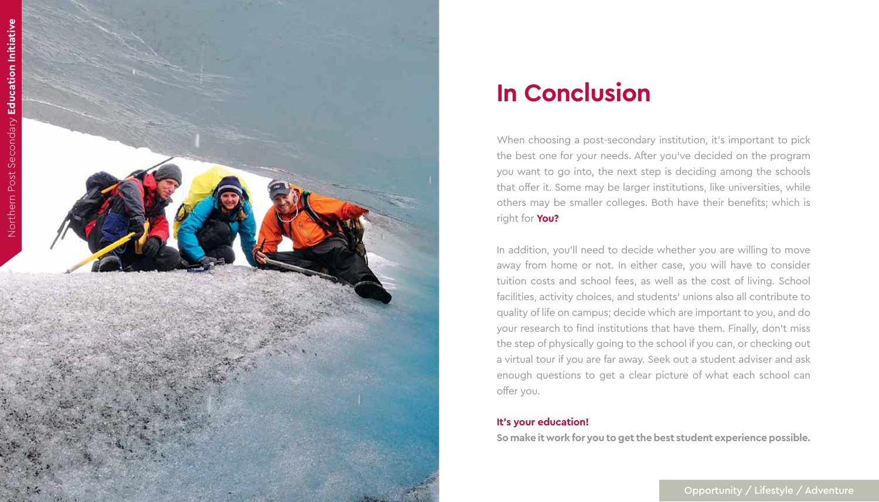# In Conclusion

When choosing a post-secondary institution, it's important to pick the best one for your needs. After you've decided on the program you want to go into, the next step is deciding among the schools that offer it. Some may be larger institutions, like universities, while others may be smaller colleges. Both have their benefits; which is right for **You?**

In addition, you'll need to decide whether you are willing to move away from home or not. In either case, you will have to consider tuition costs and school fees, as well as the cost of living. School facilities, activity choices, and students' unions also all contribute to quality of life on campus; decide which are important to you, and do your research to find institutions that have them. Finally, don't miss the step of physically going to the school if you can, or checking out a virtual tour if you are far away. Seek out a student adviser and ask enough questions to get a clear picture of what each school can offer you.

**It's your education!**
**So make it work for you to get the best student experience possible.**